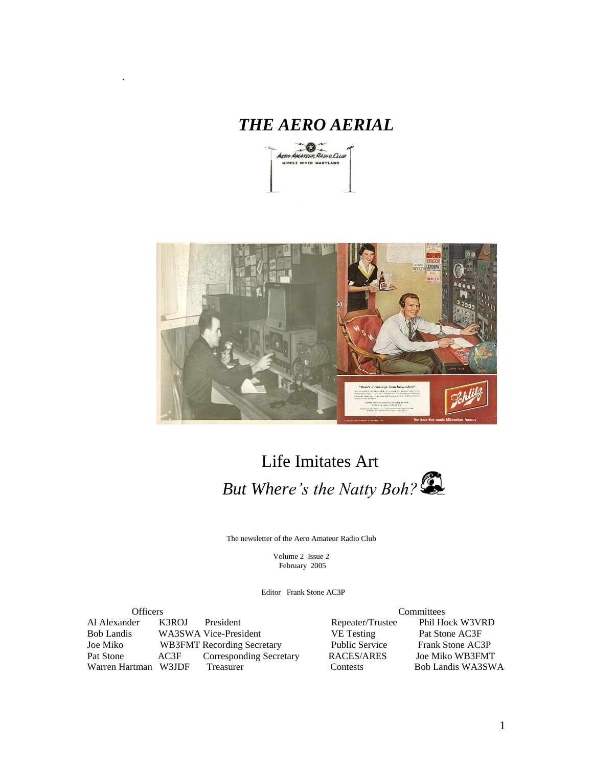# *THE AERO AERIAL*

# Life Imitates Art

## *But Where's the Natty Boh?*

The newsletter of the Aero Amateur Radio Club

Volume 2 Issue 2
February 2005

Editor Frank Stone AC3P

| Officers | | |
|---|---|---|
| Al Alexander | K3ROJ | President |
| Bob Landis | WA3SWA | Vice-President |
| Joe Miko | WB3FMT | Recording Secretary |
| Pat Stone | AC3F | Corresponding Secretary |
| Warren Hartman | W3JDF | Treasurer |

| Committees | |
|---|---|
| Repeater/Trustee | Phil Hock W3VRD |
| VE Testing | Pat Stone AC3F |
| Public Service | Frank Stone AC3P |
| RACES/ARES | Joe Miko WB3FMT |
| Contests | Bob Landis WA3SWA |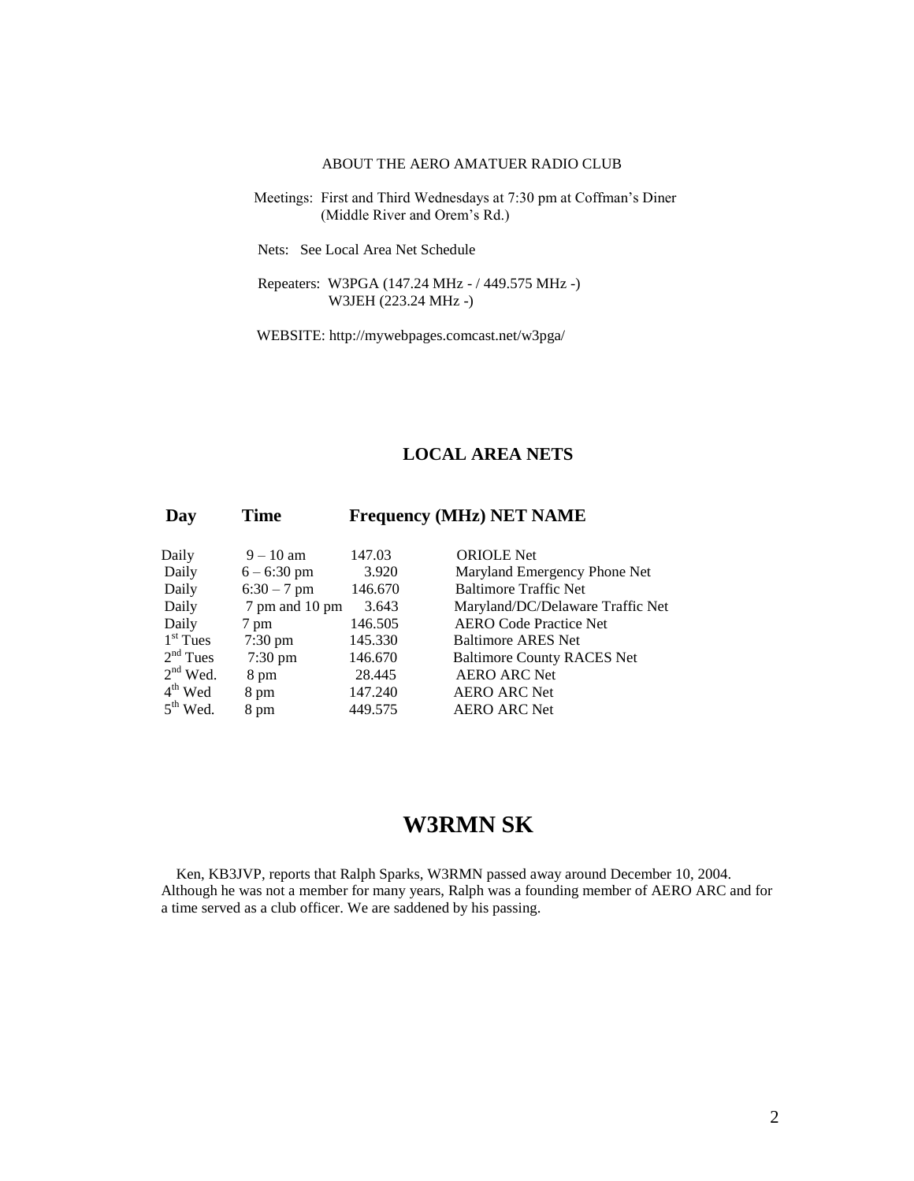ABOUT THE AERO AMATUER RADIO CLUB

Meetings: First and Third Wednesdays at 7:30 pm at Coffman's Diner (Middle River and Orem's Rd.)

Nets: See Local Area Net Schedule

Repeaters: W3PGA (147.24 MHz - / 449.575 MHz -)
W3JEH (223.24 MHz -)

WEBSITE: http://mywebpages.comcast.net/w3pga/

## LOCAL AREA NETS

| Day | Time | Frequency (MHz) | NET NAME |
|---|---|---|---|
| Daily | 9 – 10 am | 147.03 | ORIOLE Net |
| Daily | 6 – 6:30 pm | 3.920 | Maryland Emergency Phone Net |
| Daily | 6:30 – 7 pm | 146.670 | Baltimore Traffic Net |
| Daily | 7 pm and 10 pm | 3.643 | Maryland/DC/Delaware Traffic Net |
| Daily | 7 pm | 146.505 | AERO Code Practice Net |
| 1st Tues | 7:30 pm | 145.330 | Baltimore ARES Net |
| 2nd Tues | 7:30 pm | 146.670 | Baltimore County RACES Net |
| 2nd Wed. | 8 pm | 28.445 | AERO ARC Net |
| 4th Wed | 8 pm | 147.240 | AERO ARC Net |
| 5th Wed. | 8 pm | 449.575 | AERO ARC Net |

# W3RMN SK

Ken, KB3JVP, reports that Ralph Sparks, W3RMN passed away around December 10, 2004. Although he was not a member for many years, Ralph was a founding member of AERO ARC and for a time served as a club officer. We are saddened by his passing.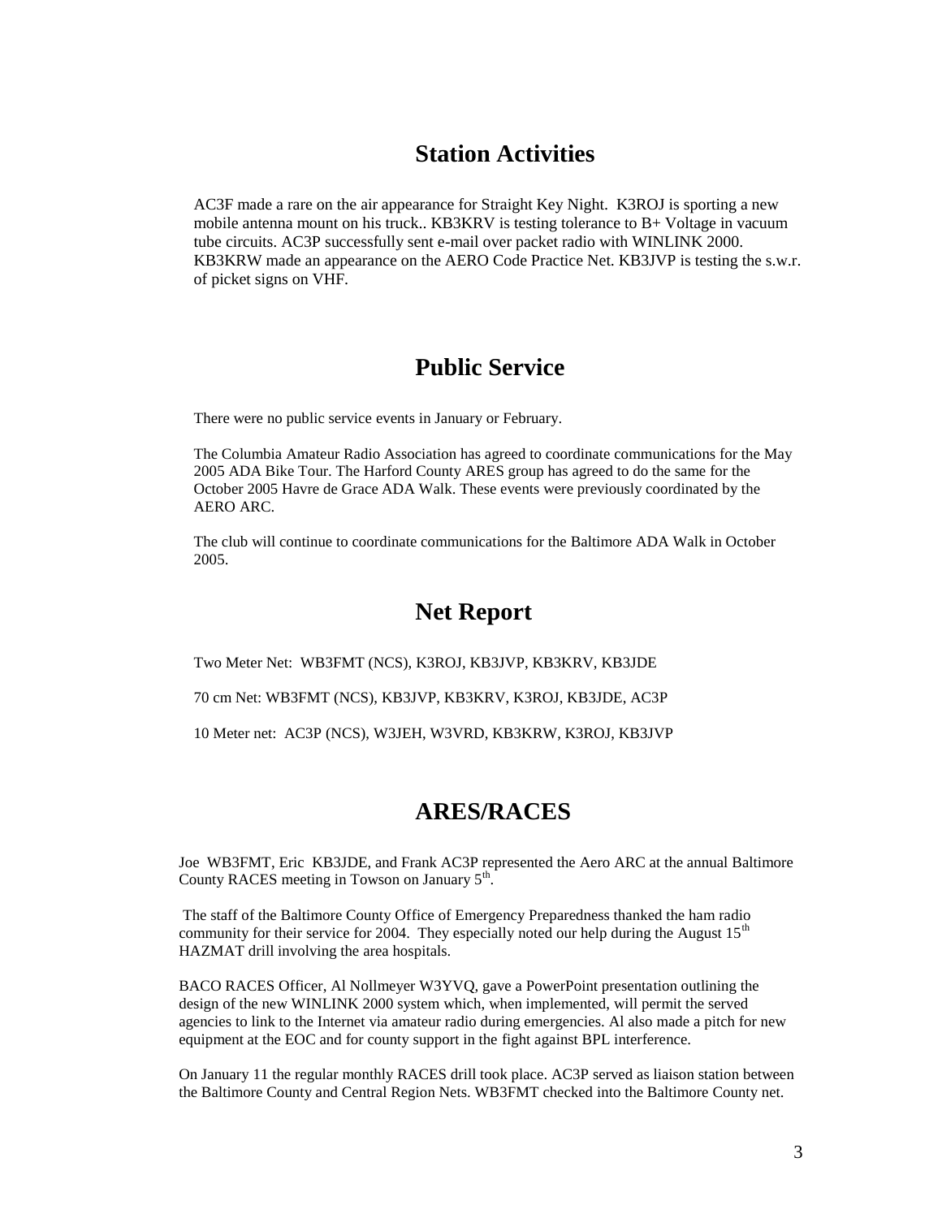## Station Activities

AC3F made a rare on the air appearance for Straight Key Night. K3ROJ is sporting a new mobile antenna mount on his truck.. KB3KRV is testing tolerance to B+ Voltage in vacuum tube circuits. AC3P successfully sent e-mail over packet radio with WINLINK 2000. KB3KRW made an appearance on the AERO Code Practice Net. KB3JVP is testing the s.w.r. of picket signs on VHF.

## Public Service

There were no public service events in January or February.

The Columbia Amateur Radio Association has agreed to coordinate communications for the May 2005 ADA Bike Tour. The Harford County ARES group has agreed to do the same for the October 2005 Havre de Grace ADA Walk. These events were previously coordinated by the AERO ARC.

The club will continue to coordinate communications for the Baltimore ADA Walk in October 2005.

## Net Report

Two Meter Net: WB3FMT (NCS), K3ROJ, KB3JVP, KB3KRV, KB3JDE

70 cm Net: WB3FMT (NCS), KB3JVP, KB3KRV, K3ROJ, KB3JDE, AC3P

10 Meter net: AC3P (NCS), W3JEH, W3VRD, KB3KRW, K3ROJ, KB3JVP

## ARES/RACES

Joe WB3FMT, Eric KB3JDE, and Frank AC3P represented the Aero ARC at the annual Baltimore County RACES meeting in Towson on January 5th.

The staff of the Baltimore County Office of Emergency Preparedness thanked the ham radio community for their service for 2004. They especially noted our help during the August 15th HAZMAT drill involving the area hospitals.

BACO RACES Officer, Al Nollmeyer W3YVQ, gave a PowerPoint presentation outlining the design of the new WINLINK 2000 system which, when implemented, will permit the served agencies to link to the Internet via amateur radio during emergencies. Al also made a pitch for new equipment at the EOC and for county support in the fight against BPL interference.

On January 11 the regular monthly RACES drill took place. AC3P served as liaison station between the Baltimore County and Central Region Nets. WB3FMT checked into the Baltimore County net.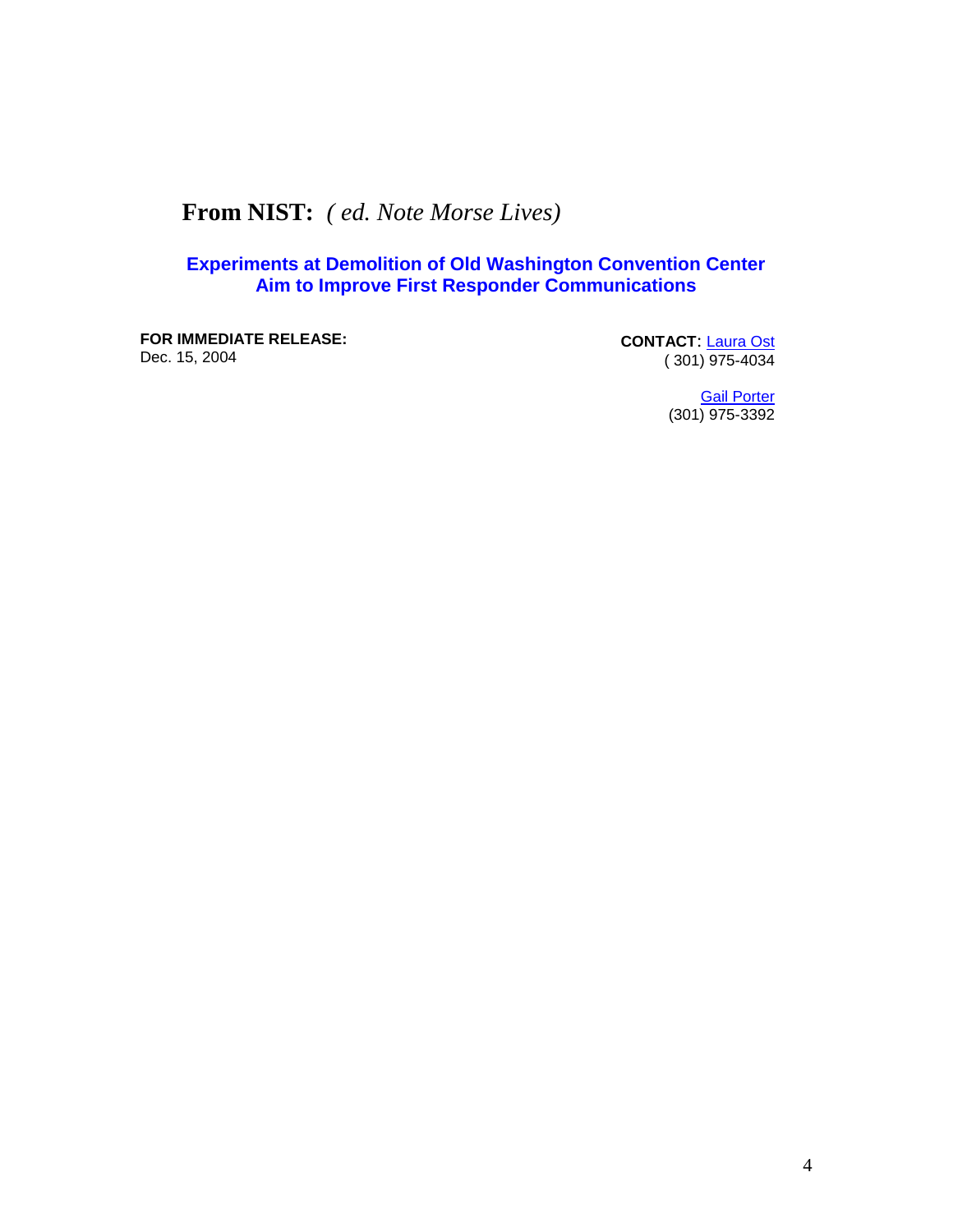# **From NIST:** *( ed. Note Morse Lives)*

## Experiments at Demolition of Old Washington Convention Center Aim to Improve First Responder Communications

**FOR IMMEDIATE RELEASE:**
Dec. 15, 2004

**CONTACT:** [Laura Ost]
( 301) 975-4034

[Gail Porter]
(301) 975-3392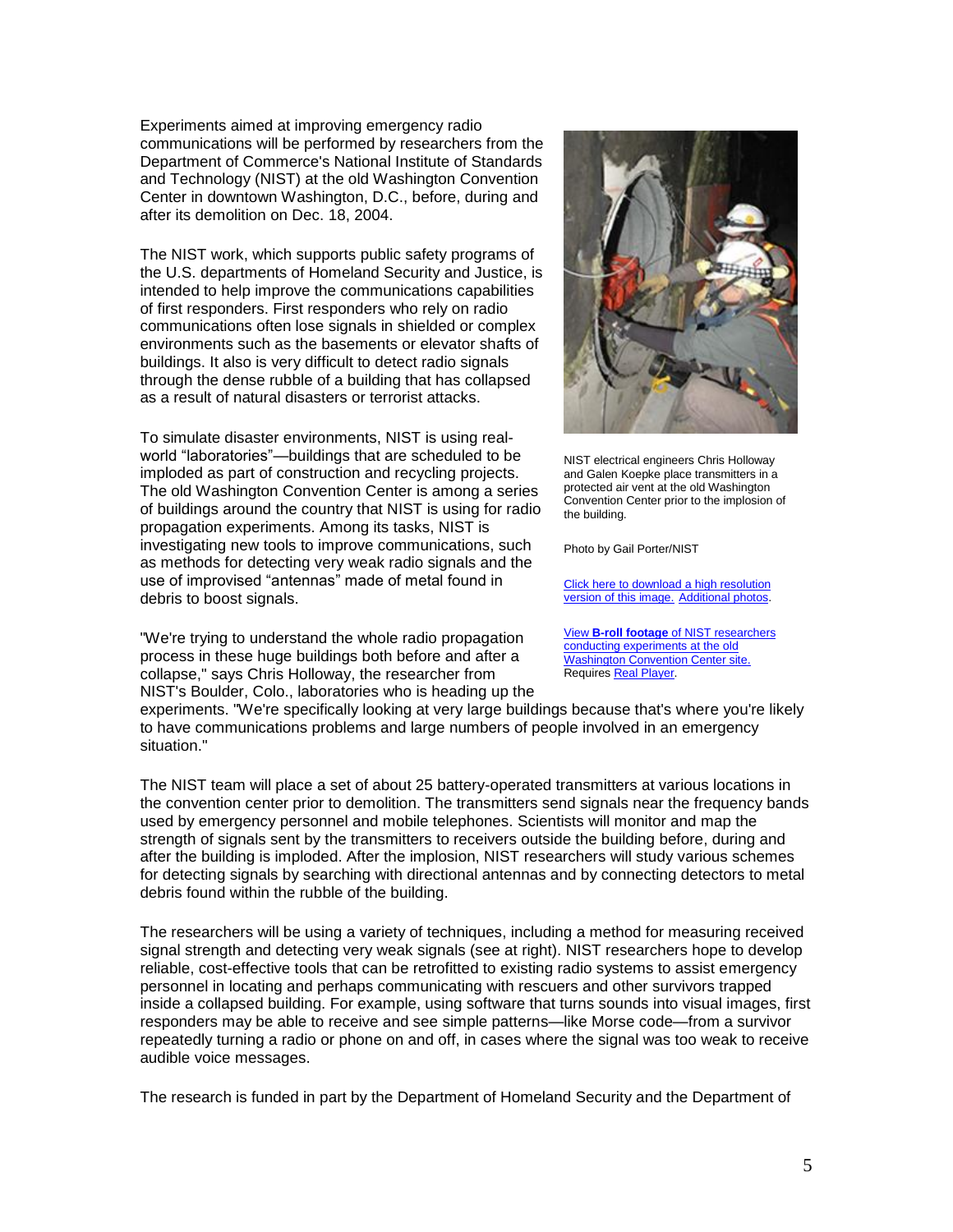Experiments aimed at improving emergency radio communications will be performed by researchers from the Department of Commerce's National Institute of Standards and Technology (NIST) at the old Washington Convention Center in downtown Washington, D.C., before, during and after its demolition on Dec. 18, 2004.

The NIST work, which supports public safety programs of the U.S. departments of Homeland Security and Justice, is intended to help improve the communications capabilities of first responders. First responders who rely on radio communications often lose signals in shielded or complex environments such as the basements or elevator shafts of buildings. It also is very difficult to detect radio signals through the dense rubble of a building that has collapsed as a result of natural disasters or terrorist attacks.

To simulate disaster environments, NIST is using real-world “laboratories”—buildings that are scheduled to be imploded as part of construction and recycling projects. The old Washington Convention Center is among a series of buildings around the country that NIST is using for radio propagation experiments. Among its tasks, NIST is investigating new tools to improve communications, such as methods for detecting very weak radio signals and the use of improvised “antennas” made of metal found in debris to boost signals.

NIST electrical engineers Chris Holloway and Galen Koepke place transmitters in a protected air vent at the old Washington Convention Center prior to the implosion of the building.

Photo by Gail Porter/NIST

Click here to download a high resolution version of this image. Additional photos.

View **B-roll footage** of NIST researchers conducting experiments at the old Washington Convention Center site. Requires Real Player.

"We're trying to understand the whole radio propagation process in these huge buildings both before and after a collapse," says Chris Holloway, the researcher from NIST's Boulder, Colo., laboratories who is heading up the experiments. "We're specifically looking at very large buildings because that's where you're likely to have communications problems and large numbers of people involved in an emergency situation."

The NIST team will place a set of about 25 battery-operated transmitters at various locations in the convention center prior to demolition. The transmitters send signals near the frequency bands used by emergency personnel and mobile telephones. Scientists will monitor and map the strength of signals sent by the transmitters to receivers outside the building before, during and after the building is imploded. After the implosion, NIST researchers will study various schemes for detecting signals by searching with directional antennas and by connecting detectors to metal debris found within the rubble of the building.

The researchers will be using a variety of techniques, including a method for measuring received signal strength and detecting very weak signals (see at right). NIST researchers hope to develop reliable, cost-effective tools that can be retrofitted to existing radio systems to assist emergency personnel in locating and perhaps communicating with rescuers and other survivors trapped inside a collapsed building. For example, using software that turns sounds into visual images, first responders may be able to receive and see simple patterns—like Morse code—from a survivor repeatedly turning a radio or phone on and off, in cases where the signal was too weak to receive audible voice messages.

The research is funded in part by the Department of Homeland Security and the Department of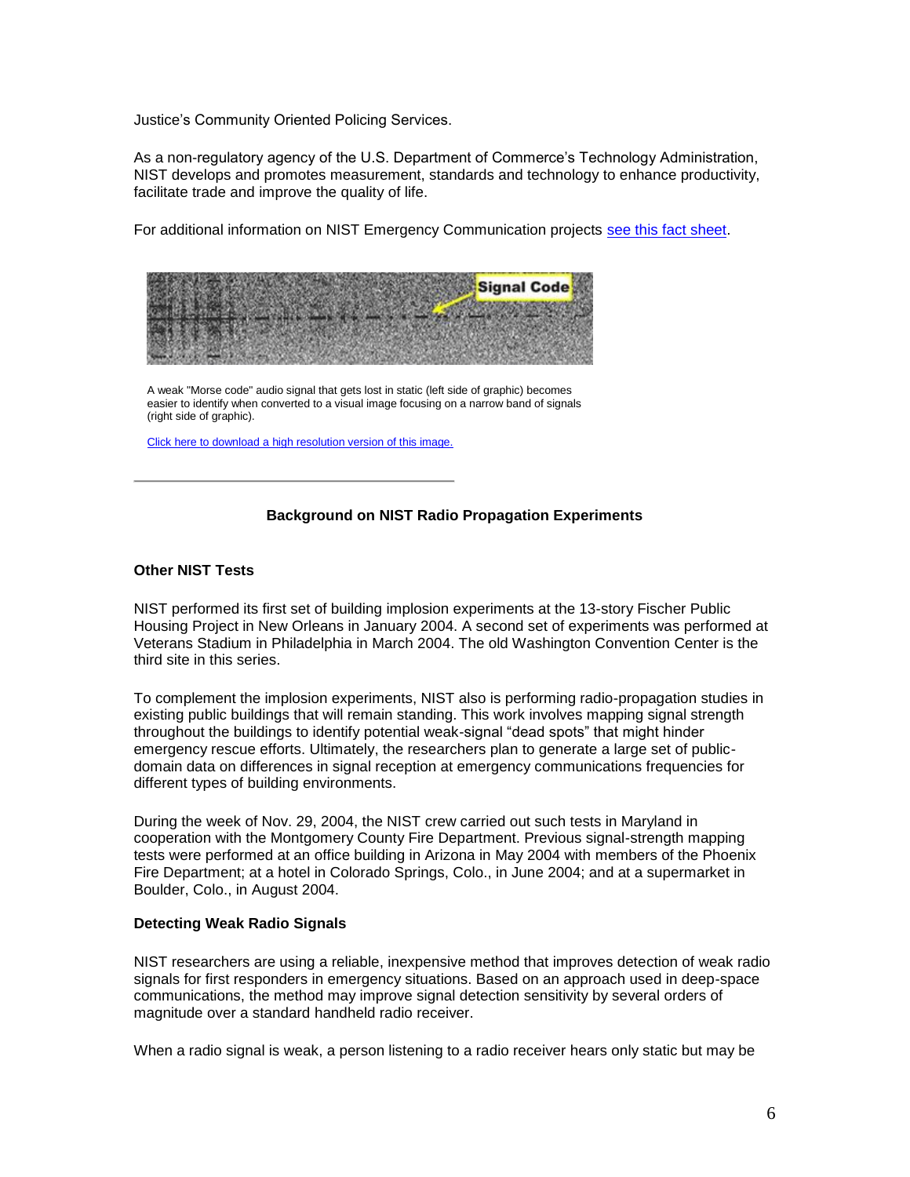Justice's Community Oriented Policing Services.

As a non-regulatory agency of the U.S. Department of Commerce's Technology Administration, NIST develops and promotes measurement, standards and technology to enhance productivity, facilitate trade and improve the quality of life.

For additional information on NIST Emergency Communication projects see this fact sheet.

A weak "Morse code" audio signal that gets lost in static (left side of graphic) becomes easier to identify when converted to a visual image focusing on a narrow band of signals (right side of graphic).

Click here to download a high resolution version of this image.

---

**Background on NIST Radio Propagation Experiments**

**Other NIST Tests**

NIST performed its first set of building implosion experiments at the 13-story Fischer Public Housing Project in New Orleans in January 2004. A second set of experiments was performed at Veterans Stadium in Philadelphia in March 2004. The old Washington Convention Center is the third site in this series.

To complement the implosion experiments, NIST also is performing radio-propagation studies in existing public buildings that will remain standing. This work involves mapping signal strength throughout the buildings to identify potential weak-signal "dead spots" that might hinder emergency rescue efforts. Ultimately, the researchers plan to generate a large set of public-domain data on differences in signal reception at emergency communications frequencies for different types of building environments.

During the week of Nov. 29, 2004, the NIST crew carried out such tests in Maryland in cooperation with the Montgomery County Fire Department. Previous signal-strength mapping tests were performed at an office building in Arizona in May 2004 with members of the Phoenix Fire Department; at a hotel in Colorado Springs, Colo., in June 2004; and at a supermarket in Boulder, Colo., in August 2004.

**Detecting Weak Radio Signals**

NIST researchers are using a reliable, inexpensive method that improves detection of weak radio signals for first responders in emergency situations. Based on an approach used in deep-space communications, the method may improve signal detection sensitivity by several orders of magnitude over a standard handheld radio receiver.

When a radio signal is weak, a person listening to a radio receiver hears only static but may be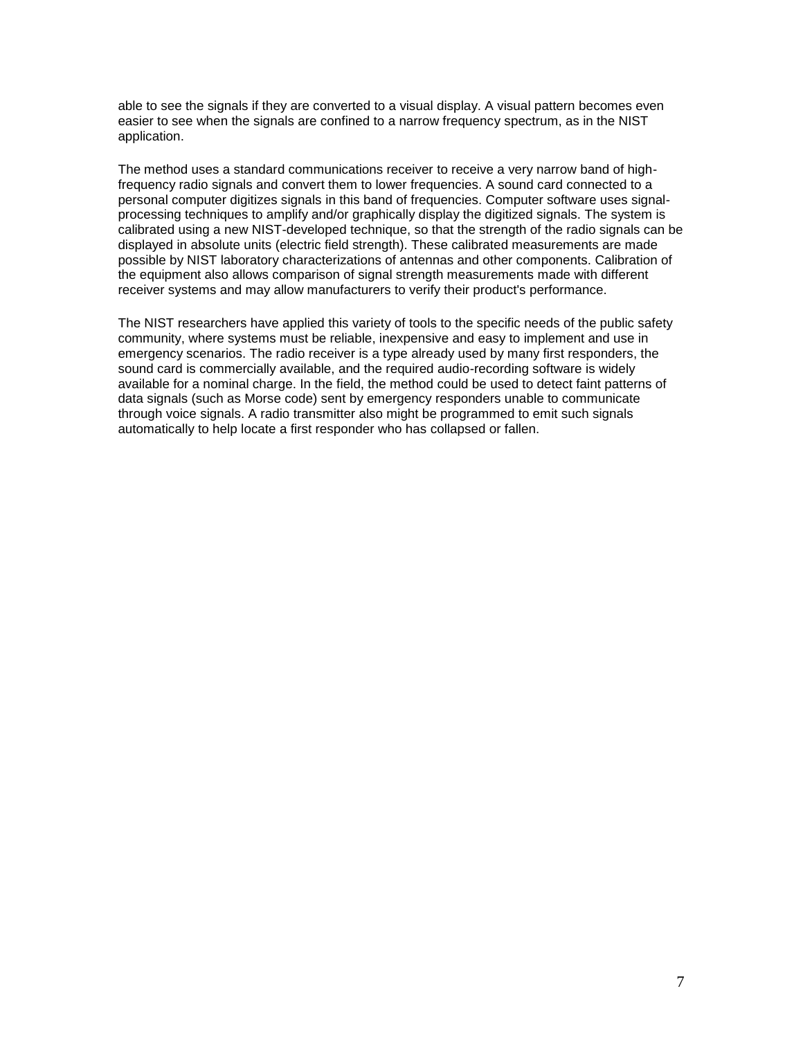able to see the signals if they are converted to a visual display. A visual pattern becomes even easier to see when the signals are confined to a narrow frequency spectrum, as in the NIST application.

The method uses a standard communications receiver to receive a very narrow band of high-frequency radio signals and convert them to lower frequencies. A sound card connected to a personal computer digitizes signals in this band of frequencies. Computer software uses signal-processing techniques to amplify and/or graphically display the digitized signals. The system is calibrated using a new NIST-developed technique, so that the strength of the radio signals can be displayed in absolute units (electric field strength). These calibrated measurements are made possible by NIST laboratory characterizations of antennas and other components. Calibration of the equipment also allows comparison of signal strength measurements made with different receiver systems and may allow manufacturers to verify their product's performance.

The NIST researchers have applied this variety of tools to the specific needs of the public safety community, where systems must be reliable, inexpensive and easy to implement and use in emergency scenarios. The radio receiver is a type already used by many first responders, the sound card is commercially available, and the required audio-recording software is widely available for a nominal charge. In the field, the method could be used to detect faint patterns of data signals (such as Morse code) sent by emergency responders unable to communicate through voice signals. A radio transmitter also might be programmed to emit such signals automatically to help locate a first responder who has collapsed or fallen.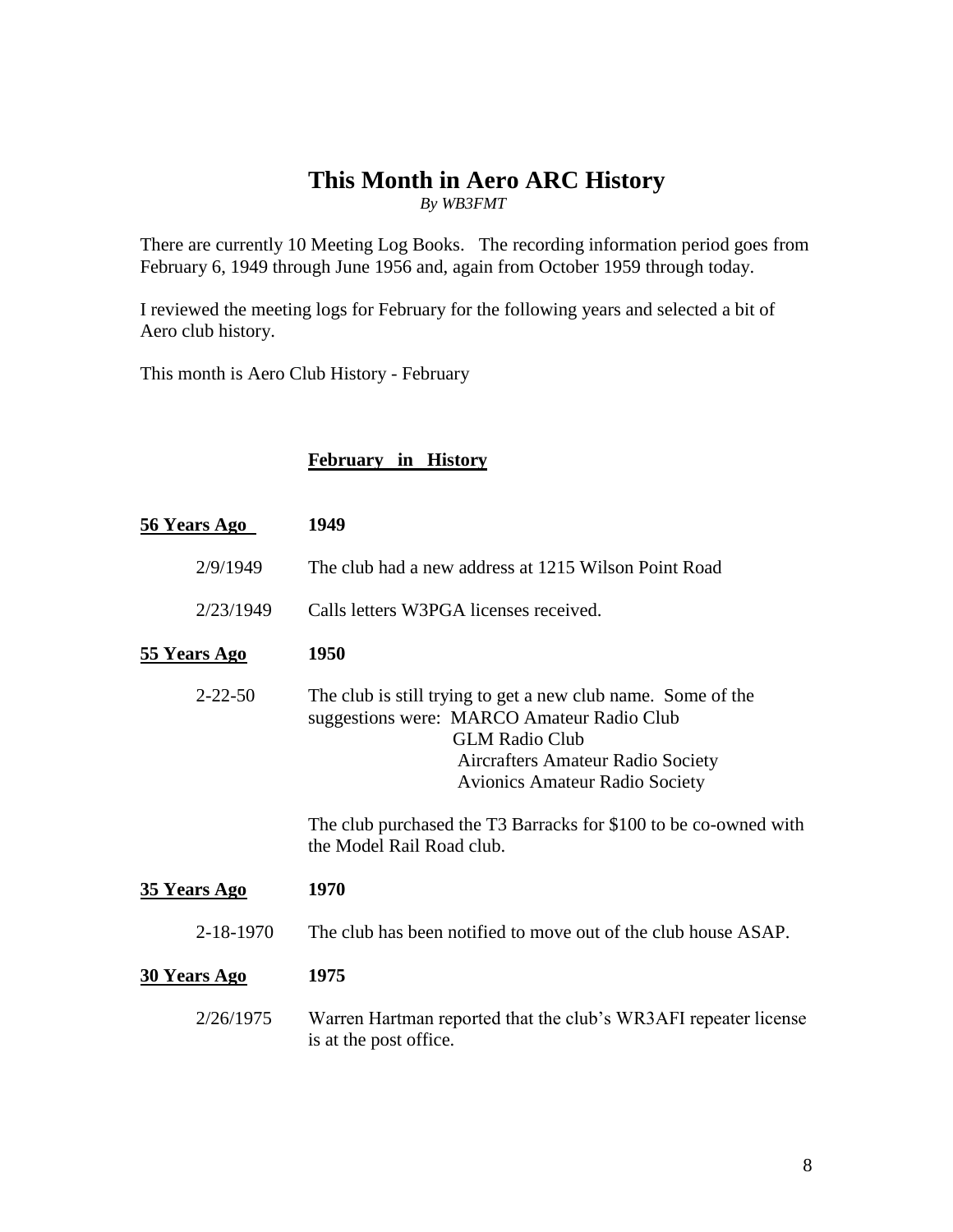# This Month in Aero ARC History

*By WB3FMT*

There are currently 10 Meeting Log Books. The recording information period goes from February 6, 1949 through June 1956 and, again from October 1959 through today.

I reviewed the meeting logs for February for the following years and selected a bit of Aero club history.

This month is Aero Club History - February

## February in History

**56 Years Ago** **1949**

- 2/9/1949 — The club had a new address at 1215 Wilson Point Road
- 2/23/1949 — Calls letters W3PGA licenses received.

**55 Years Ago** **1950**

- 2-22-50 — The club is still trying to get a new club name. Some of the suggestions were: MARCO Amateur Radio Club
  - GLM Radio Club
  - Aircrafters Amateur Radio Society
  - Avionics Amateur Radio Society

  The club purchased the T3 Barracks for $100 to be co-owned with the Model Rail Road club.

**35 Years Ago** **1970**

- 2-18-1970 — The club has been notified to move out of the club house ASAP.

**30 Years Ago** **1975**

- 2/26/1975 — Warren Hartman reported that the club's WR3AFI repeater license is at the post office.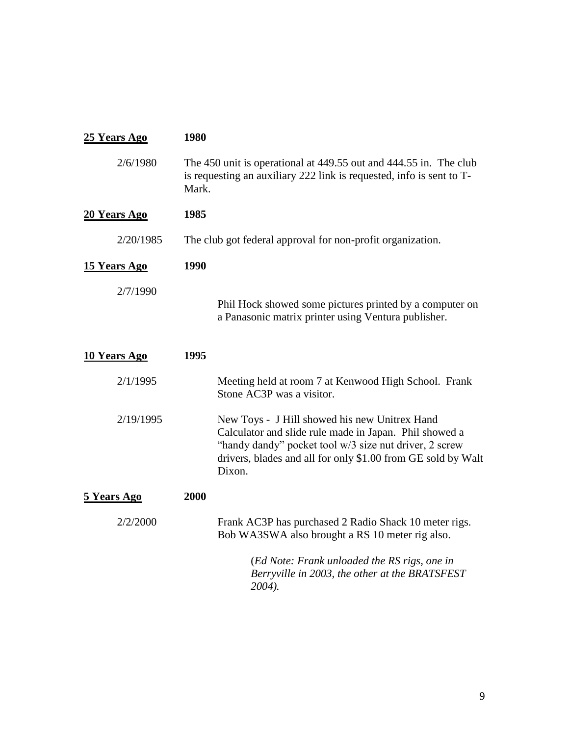**25 Years Ago** **1980**

2/6/1980 — The 450 unit is operational at 449.55 out and 444.55 in. The club is requesting an auxiliary 222 link is requested, info is sent to T-Mark.

**20 Years Ago** **1985**

2/20/1985 — The club got federal approval for non-profit organization.

**15 Years Ago** **1990**

2/7/1990 — Phil Hock showed some pictures printed by a computer on a Panasonic matrix printer using Ventura publisher.

**10 Years Ago** **1995**

2/1/1995 — Meeting held at room 7 at Kenwood High School. Frank Stone AC3P was a visitor.

2/19/1995 — New Toys - J Hill showed his new Unitrex Hand Calculator and slide rule made in Japan. Phil showed a "handy dandy" pocket tool w/3 size nut driver, 2 screw drivers, blades and all for only $1.00 from GE sold by Walt Dixon.

**5 Years Ago** **2000**

2/2/2000 — Frank AC3P has purchased 2 Radio Shack 10 meter rigs. Bob WA3SWA also brought a RS 10 meter rig also.

(*Ed Note: Frank unloaded the RS rigs, one in Berryville in 2003, the other at the BRATSFEST 2004).*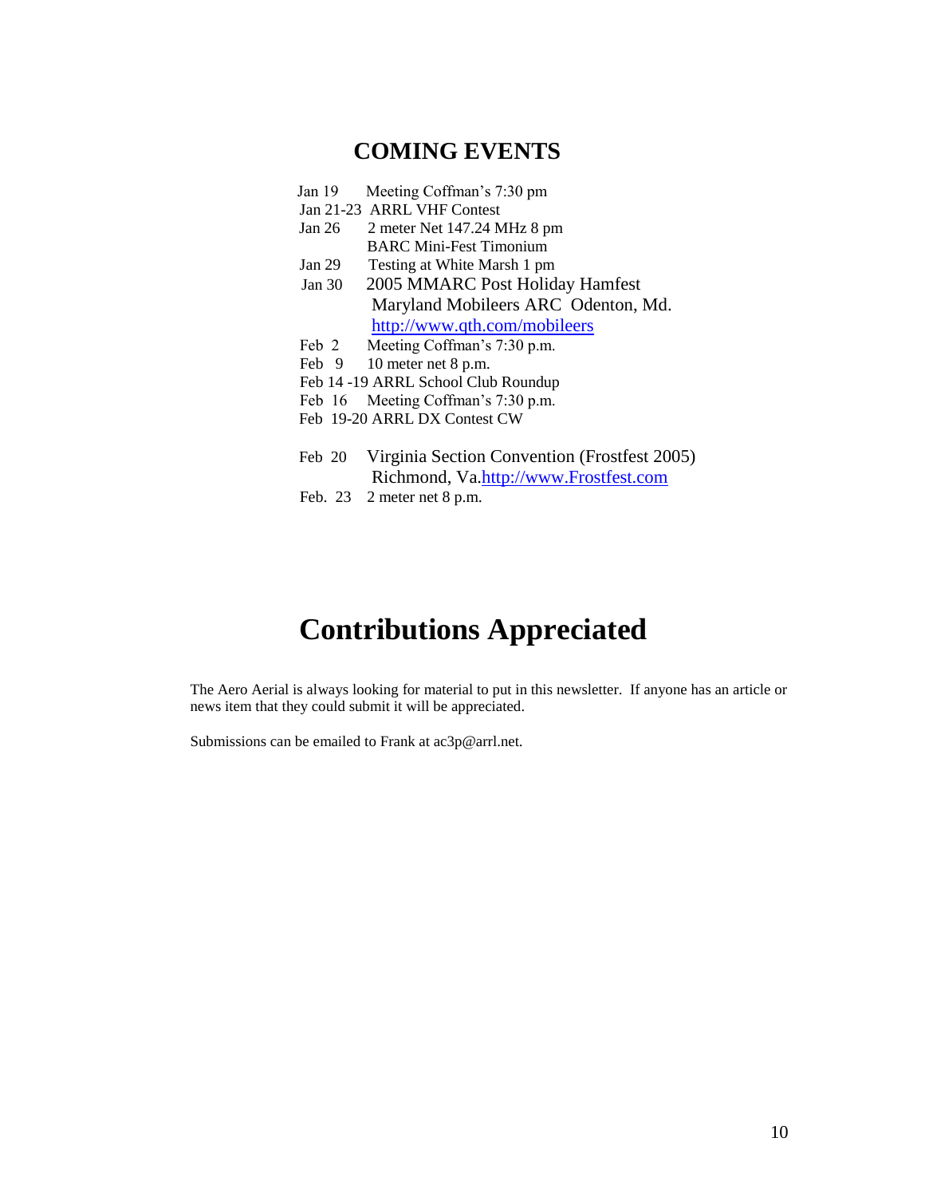## COMING EVENTS

| | |
|---|---|
| Jan 19 | Meeting Coffman's 7:30 pm |
| Jan 21-23 | ARRL VHF Contest |
| Jan 26 | 2 meter Net 147.24 MHz 8 pm |
| | BARC Mini-Fest Timonium |
| Jan 29 | Testing at White Marsh 1 pm |
| Jan 30 | 2005 MMARC Post Holiday Hamfest |
| | Maryland Mobileers ARC Odenton, Md. |
| | http://www.qth.com/mobileers |
| Feb 2 | Meeting Coffman's 7:30 p.m. |
| Feb 9 | 10 meter net 8 p.m. |
| Feb 14 -19 | ARRL School Club Roundup |
| Feb 16 | Meeting Coffman's 7:30 p.m. |
| Feb 19-20 | ARRL DX Contest CW |
| Feb 20 | Virginia Section Convention (Frostfest 2005) |
| | Richmond, Va.http://www.Frostfest.com |
| Feb. 23 | 2 meter net 8 p.m. |

# Contributions Appreciated

The Aero Aerial is always looking for material to put in this newsletter. If anyone has an article or news item that they could submit it will be appreciated.

Submissions can be emailed to Frank at ac3p@arrl.net.